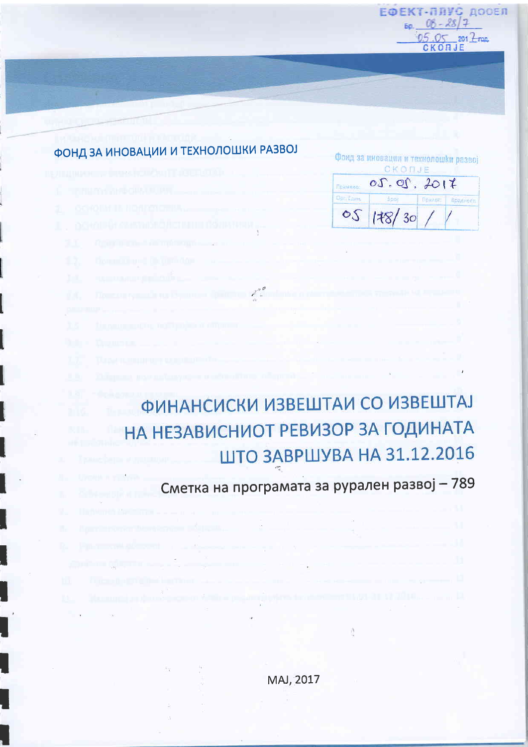ЕФЕКТ-ПЛУС ДООЕЛ
Бр. 08-28/7
05.05 2017 год.
СКОПЈЕ

ФОНД ЗА ИНОВАЦИИ И ТЕХНОЛОШКИ РАЗВОЈ

Фонд за иновации и технолошки развој
СКОПЈЕ

| Примено: | 05. 05. 2017 | | |
|---|---|---|---|
| Орг. Един. | Број | Прилог | Вредност |
| 05 | 178/30 | / | / |

# ФИНАНСИСКИ ИЗВЕШТАИ СО ИЗВЕШТАЈ НА НЕЗАВИСНИОТ РЕВИЗОР ЗА ГОДИНАТА ШТО ЗАВРШУВА НА 31.12.2016

## Сметка на програмата за рурален развој – 789

МАЈ, 2017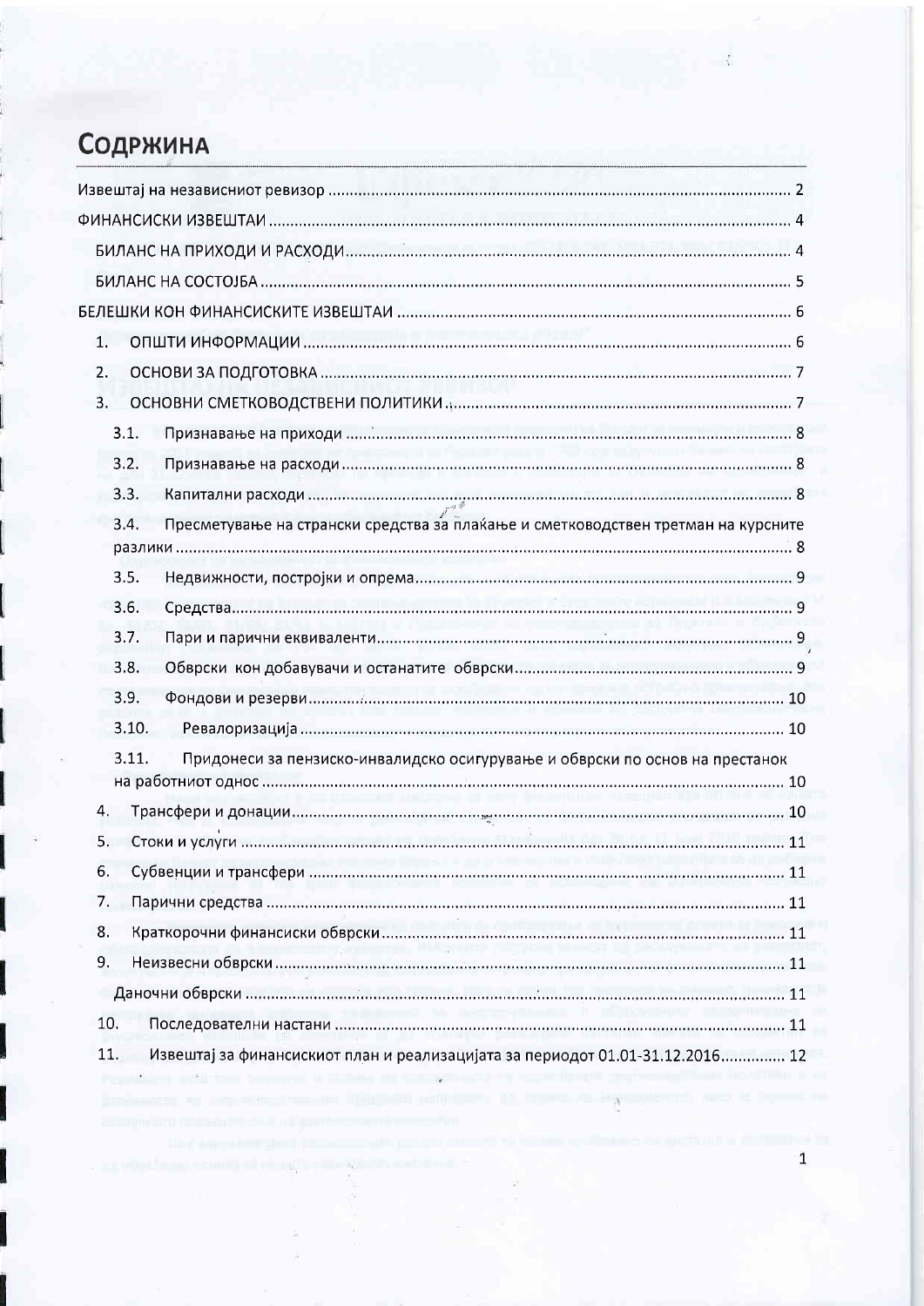# СОДРЖИНА

Извештај на независниот ревизор ........................................................................................................ 2

ФИНАНСИСКИ ИЗВЕШТАИ ........................................................................................................ 4

БИЛАНС НА ПРИХОДИ И РАСХОДИ ........................................................................................................ 4

БИЛАНС НА СОСТОЈБА ........................................................................................................ 5

БЕЛЕШКИ КОН ФИНАНСИСКИТЕ ИЗВЕШТАИ ........................................................................................................ 6

1. ОПШТИ ИНФОРМАЦИИ ........................................................................................................ 6
2. ОСНОВИ ЗА ПОДГОТОВКА ........................................................................................................ 7
3. ОСНОВНИ СМЕТКОВОДСТВЕНИ ПОЛИТИКИ ........................................................................................................ 7
   - 3.1. Признавање на приходи ........................................................................................................ 8
   - 3.2. Признавање на расходи ........................................................................................................ 8
   - 3.3. Капитални расходи ........................................................................................................ 8
   - 3.4. Пресметување на странски средства за плаќање и сметководствен третман на курсните разлики ........................................................................................................ 8
   - 3.5. Недвижности, постројки и опрема ........................................................................................................ 9
   - 3.6. Средства ........................................................................................................ 9
   - 3.7. Пари и парични еквиваленти ........................................................................................................ 9
   - 3.8. Обврски кон добавувачи и останатите обврски ........................................................................................................ 9
   - 3.9. Фондови и резерви ........................................................................................................ 10
   - 3.10. Ревалоризација ........................................................................................................ 10
   - 3.11. Придонеси за пензиско-инвалидско осигурување и обврски по основ на престанок на работниот однос ........................................................................................................ 10
4. Трансфери и донации ........................................................................................................ 10
5. Стоки и услуги ........................................................................................................ 11
6. Субвенции и трансфери ........................................................................................................ 11
7. Парични средства ........................................................................................................ 11
8. Краткорочни финансиски обврски ........................................................................................................ 11
9. Неизвесни обврски ........................................................................................................ 11

Даночни обврски ........................................................................................................ 11

10. Последователни настани ........................................................................................................ 11
11. Извештај за финансискиот план и реализацијата за периодот 01.01-31.12.2016 ........................................................................................................ 12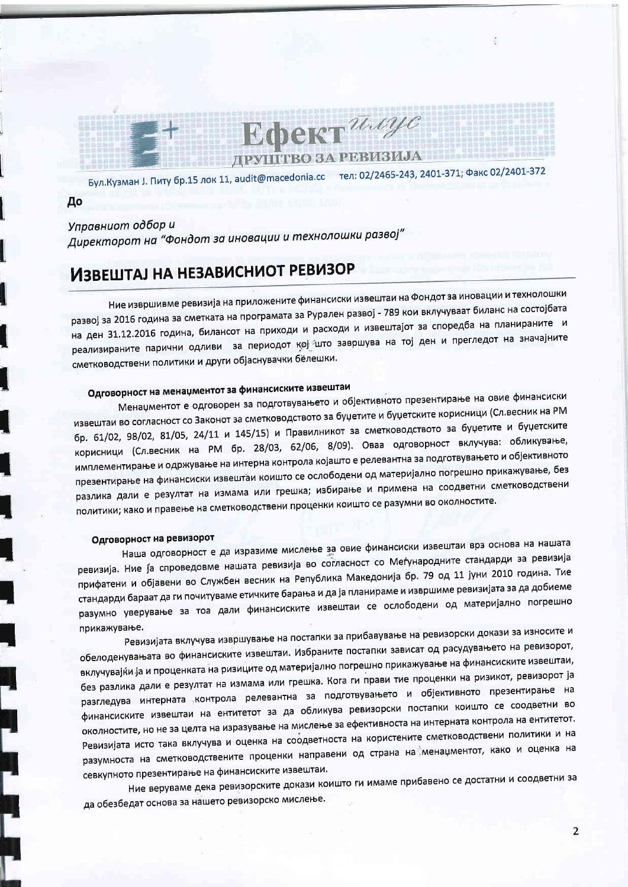**Ефект** *плус*
**ДРУШТВО ЗА РЕВИЗИЈА**

Бул.Кузман Ј. Питу бр.15 лок 11, audit@macedonia.cc тел: 02/2465-243, 2401-371; Факс 02/2401-372

**До**

*Управниот одбор и*
*Директорот на "Фондот за иновации и технолошки развој"*

# ИЗВЕШТАЈ НА НЕЗАВИСНИОТ РЕВИЗОР

Ние извршивме ревизија на приложените финансиски извештаи на Фондот за иновации и технолошки развој за 2016 година за сметката на програмата за Рурален развој - 789 кои вклучуваат биланс на состојбата на ден 31.12.2016 година, билансот на приходи и расходи и извештајот за споредба на планираните и реализираните парични одливи за периодот кој што завршува на тој ден и прегледот на значајните сметководствени политики и други објаснувачки белешки.

## Одговорност на менаџментот за финансиските извештаи

Менаџментот е одговорен за подготвувањето и објективното презентирање на овие финансиски извештаи во согласност со Законот за сметководството за буџетите и буџетските корисници (Сл.весник на РМ бр. 61/02, 98/02, 81/05, 24/11 и 145/15) и Правилникот за сметководството за буџетите и буџетските корисници (Сл.весник на РМ бр. 28/03, 62/06, 8/09). Оваа одговорност вклучува: обликување, имплементирање и одржување на интерна контрола којашто е релевантна за подготвувањето и објективното презентирање на финансиски извештаи коишто се ослободени од материјално погрешно прикажување, без разлика дали е резултат на измама или грешка; избирање и примена на соодветни сметководствени политики; како и правење на сметководствени проценки коишто се разумни во околностите.

## Одговорност на ревизорот

Наша одговорност е да изразиме мислење за овие финансиски извештаи врз основа на нашата ревизија. Ние ја спроведовме нашата ревизија во согласност со Меѓународните стандарди за ревизија прифатени и објавени во Службен весник на Република Македонија бр. 79 од 11 јуни 2010 година. Тие стандарди бараат да ги почитуваме етичките барања и да ја планираме и извршиме ревизијата за да добиеме разумно уверување за тоа дали финансиските извештаи се ослободени од материјално погрешно прикажување.

Ревизијата вклучува извршување на постапки за прибавување на ревизорски докази за износите и обелоденувањата во финансиските извештаи. Избраните постапки зависат од расудувањето на ревизорот, вклучувајќи ја и проценката на ризиците од материјално погрешно прикажување на финансиските извештаи, без разлика дали е резултат на измама или грешка. Кога ги прави тие проценки на ризикот, ревизорот ја разгледува интерната контрола релевантна за подготвувањето и објективното презентирање на финансиските извештаи на ентитетот за да обликува ревизорски постапки коишто се соодветни во околностите, но не за целта на изразување на мислење за ефективноста на интерната контрола на ентитетот. Ревизијата исто така вклучува и оценка на соодветноста на користените сметководствени политики и на разумноста на сметководствените проценки направени од страна на менаџментот, како и оценка на севкупното презентирање на финансиските извештаи.

Ние веруваме дека ревизорските докази коишто ги имаме прибавено се достатни и соодветни за да обезбедат основа за нашето ревизорско мислење.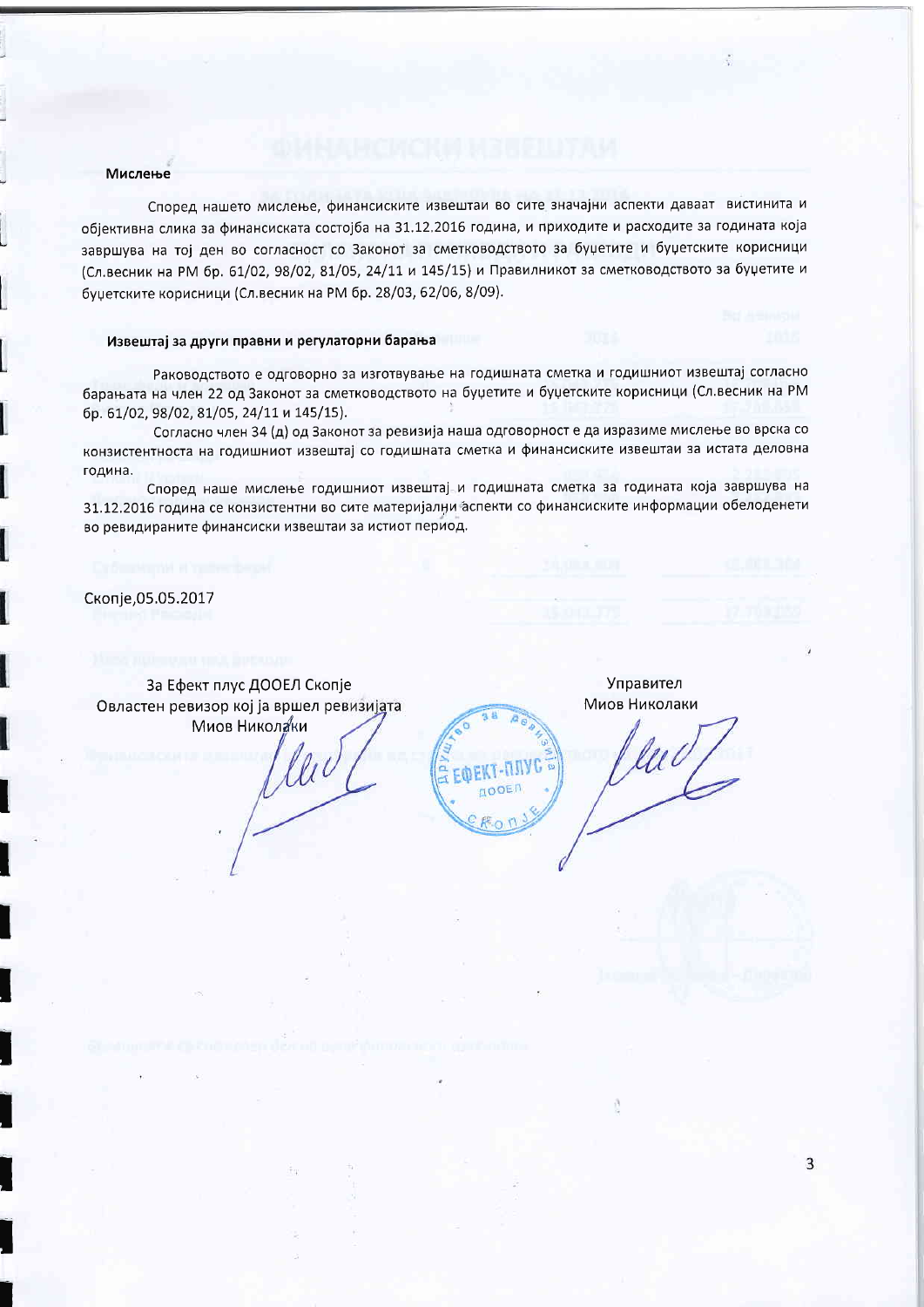### Мислење

Според нашето мислење, финансиските извештаи во сите значајни аспекти даваат вистинита и објективна слика за финансиската состојба на 31.12.2016 година, и приходите и расходите за годината која завршува на тој ден во согласност со Законот за сметководството за буџетите и буџетските корисници (Сл.весник на РМ бр. 61/02, 98/02, 81/05, 24/11 и 145/15) и Правилникот за сметководството за буџетите и буџетските корисници (Сл.весник на РМ бр. 28/03, 62/06, 8/09).

### Извештај за други правни и регулаторни барања

Раководството е одговорно за изготвување на годишната сметка и годишниот извештај согласно барањата на член 22 од Законот за сметководството на буџетите и буџетските корисници (Сл.весник на РМ бр. 61/02, 98/02, 81/05, 24/11 и 145/15).

Согласно член 34 (д) од Законот за ревизија наша одговорност е да изразиме мислење во врска со конзистентноста на годишниот извештај со годишната сметка и финансиските извештаи за истата деловна година.

Според наше мислење годишниот извештај и годишната сметка за годината која завршува на 31.12.2016 година се конзистентни во сите материјални аспекти со финансиските информации обелоденети во ревидираните финансиски извештаи за истиот период.

Скопје,05.05.2017

За Ефект плус ДООЕЛ Скопје
Овластен ревизор кој ја вршел ревизијата
Миов Николаки

Управител
Миов Николаки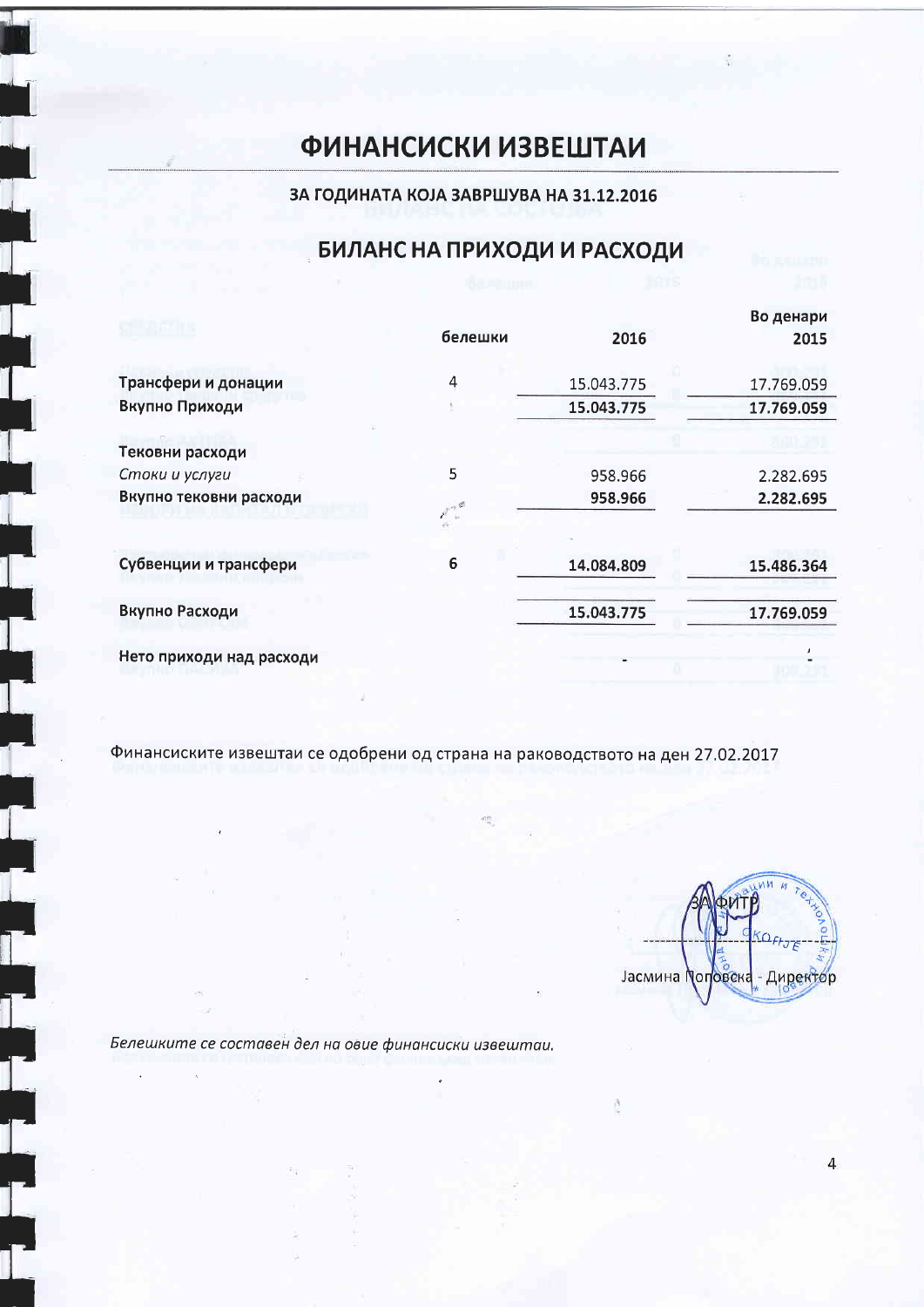# ФИНАНСИСКИ ИЗВЕШТАИ

## ЗА ГОДИНАТА КОЈА ЗАВРШУВА НА 31.12.2016

## БИЛАНС НА ПРИХОДИ И РАСХОДИ

| | белешки | 2016 | Во денари 2015 |
|---|---|---|---|
| **Трансфери и донации** | 4 | 15.043.775 | 17.769.059 |
| **Вкупно Приходи** | | **15.043.775** | **17.769.059** |
| **Тековни расходи** | | | |
| *Стоки и услуги* | 5 | 958.966 | 2.282.695 |
| **Вкупно тековни расходи** | | **958.966** | **2.282.695** |
| **Субвенции и трансфери** | 6 | **14.084.809** | **15.486.364** |
| **Вкупно Расходи** | | **15.043.775** | **17.769.059** |
| **Нето приходи над расходи** | | - | - |

Финансиските извештаи се одобрени од страна на раководството на ден 27.02.2017

ЗА ФИТР

Јасмина Поповска - Директор

*Белешките се составен дел на овие финансиски извештаи.*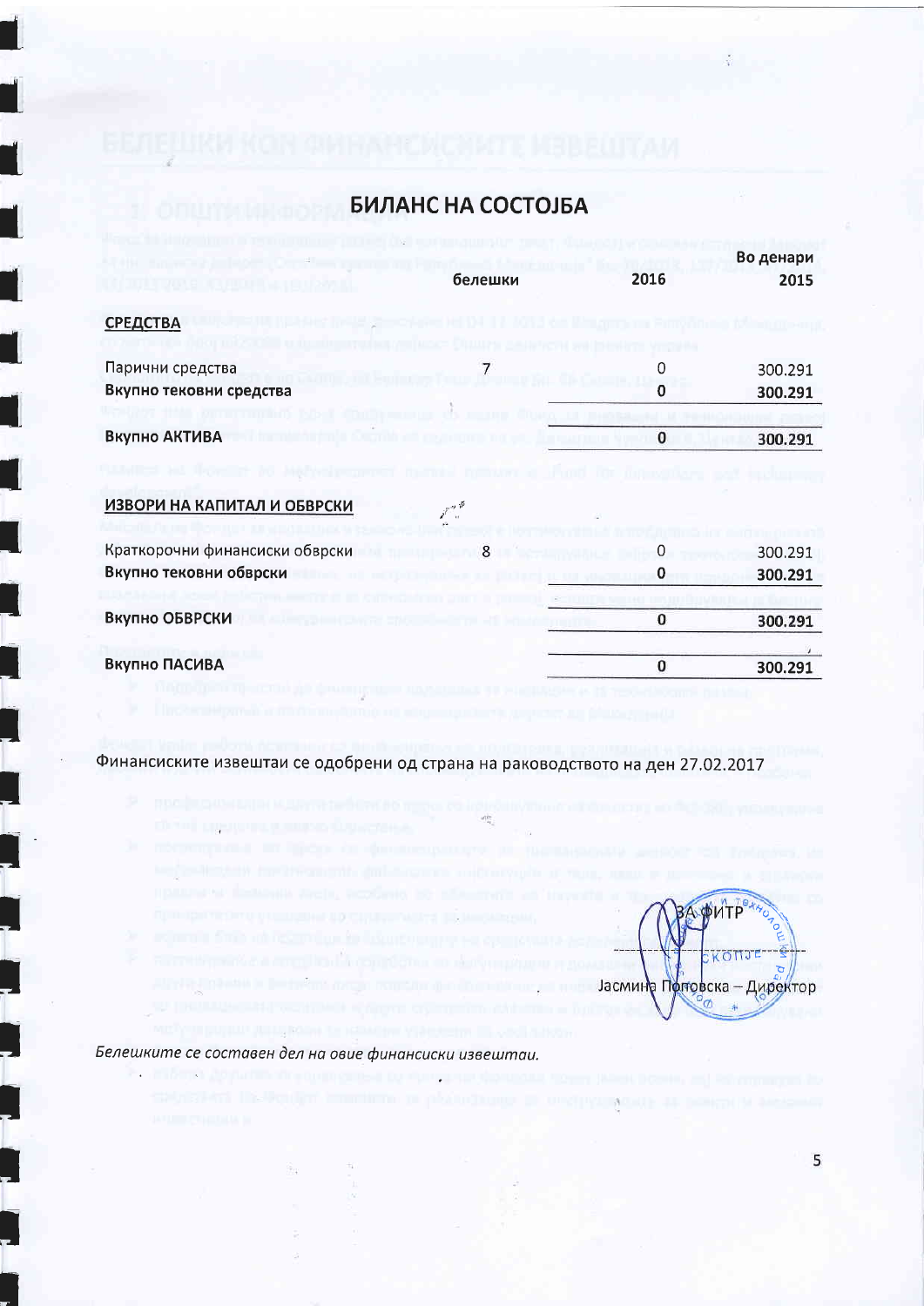# БИЛАНС НА СОСТОЈБА

| | белешки | 2016 | Во денари 2015 |
|---|---|---|---|
| **СРЕДСТВА** | | | |
| Парични средства | 7 | 0 | 300.291 |
| **Вкупно тековни средства** | | **0** | **300.291** |
| **Вкупно АКТИВА** | | **0** | **300.291** |
| **ИЗВОРИ НА КАПИТАЛ И ОБВРСКИ** | | | |
| Краткорочни финансиски обврски | 8 | 0 | 300.291 |
| **Вкупно тековни обврски** | | **0** | **300.291** |
| **Вкупно ОБВРСКИ** | | **0** | **300.291** |
| **Вкупно ПАСИВА** | | **0** | **300.291** |

Финансиските извештаи се одобрени од страна на раководството на ден 27.02.2017

За ФИТР

Јасмина Поповска – Директор

*Белешките се составен дел на овие финансиски извештаи.*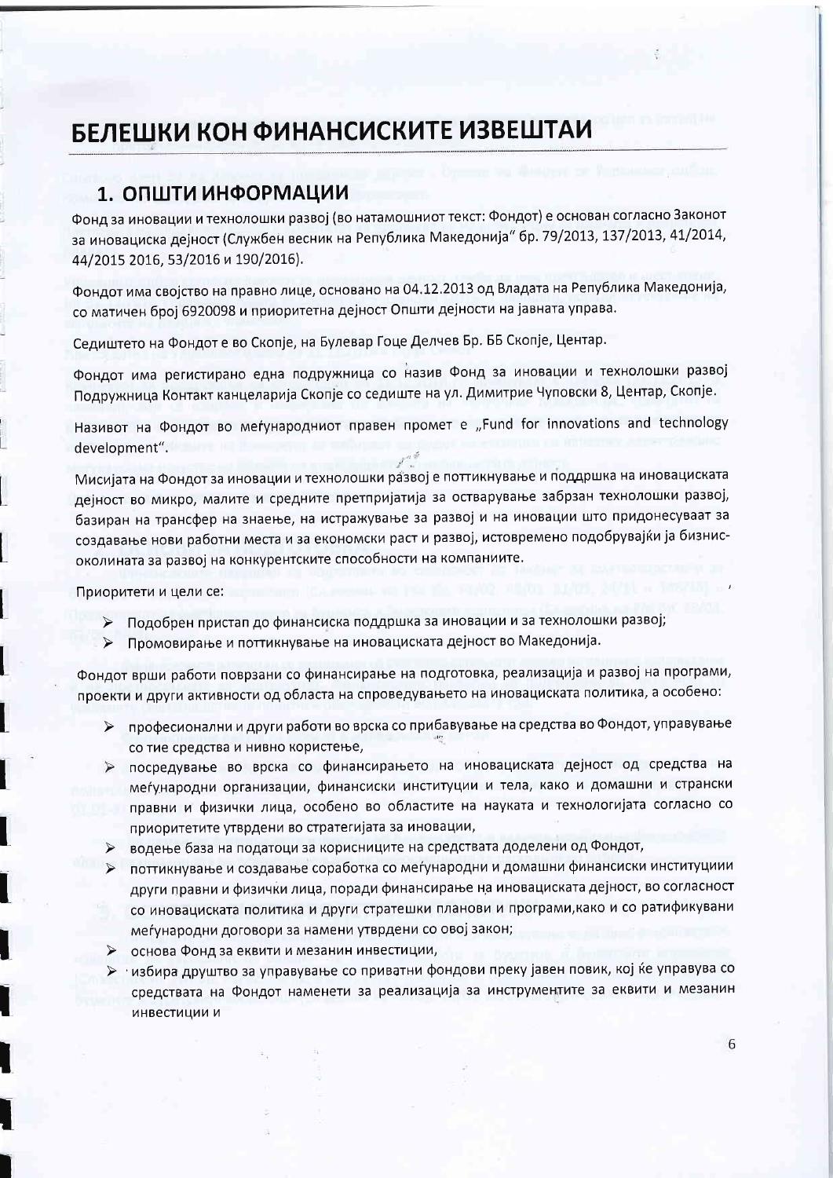# БЕЛЕШКИ КОН ФИНАНСИСКИТЕ ИЗВЕШТАИ

## 1. ОПШТИ ИНФОРМАЦИИ

Фонд за иновации и технолошки развој (во натамошниот текст: Фондот) е основан согласно Законот за иновациска дејност (Службен весник на Република Македонија" бр. 79/2013, 137/2013, 41/2014, 44/2015 2016, 53/2016 и 190/2016).

Фондот има својство на правно лице, основано на 04.12.2013 од Владата на Република Македонија, со матичен број 6920098 и приоритетна дејност Општи дејности на јавната управа.

Седиштето на Фондот е во Скопје, на Булевар Гоце Делчев Бр. ББ Скопје, Центар.

Фондот има регистирано една подружница со назив Фонд за иновации и технолошки развој Подружница Контакт канцеларија Скопје со седиште на ул. Димитрие Чуповски 8, Центар, Скопје.

Називот на Фондот во меѓународниот правен промет е „Fund for innovations and technology development".

Мисијата на Фондот за иновации и технолошки развој е поттикнување и поддршка на иновациската дејност во микро, малите и средните претпријатија за остварување забрзан технолошки развој, базиран на трансфер на знаење, на истражување за развој и на иновации што придонесуваат за создавање нови работни места и за економски раст и развој, истовремено подобрувајќи ја бизнис-околината за развој на конкурентските способности на компаниите.

Приоритети и цели се:

- Подобрен пристап до финансиска поддршка за иновации и за технолошки развој;
- Промовирање и поттикнување на иновациската дејност во Македонија.

Фондот врши работи поврзани со финансирање на подготовка, реализација и развој на програми, проекти и други активности од областа на спроведувањето на иновациската политика, а особено:

- професионални и други работи во врска со прибавување на средства во Фондот, управување со тие средства и нивно користење,
- посредување во врска со финансирањето на иновациската дејност од средства на меѓународни организации, финансиски институции и тела, како и домашни и странски правни и физички лица, особено во областите на науката и технологијата согласно со приоритетите утврдени во стратегијата за иновации,
- водење база на податоци за корисниците на средствата доделени од Фондот,
- поттикнување и создавање соработка со меѓународни и домашни финансиски институциии други правни и физички лица, поради финансирање на иновациската дејност, во согласност со иновациската политика и други стратешки планови и програми,како и со ратификувани меѓународни договори за намени утврдени со овој закон;
- основа Фонд за еквити и мезанин инвестиции,
- избира друштво за управување со приватни фондови преку јавен повик, кој ќе управува со средствата на Фондот наменети за реализација за инструментите за еквити и мезанин инвестиции и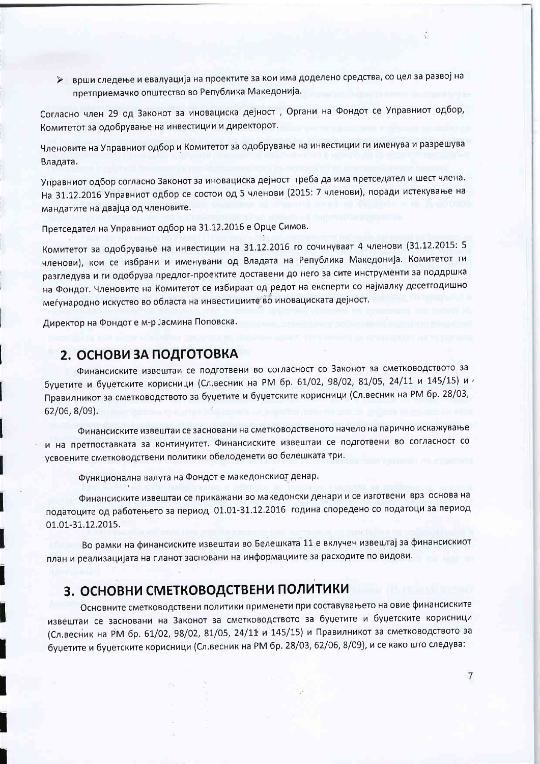- врши следење и евалуација на проектите за кои има доделено средства, со цел за развој на претприемачко општество во Република Македонија.

Согласно член 29 од Законот за иновациска дејност , Органи на Фондот се Управниот одбор, Комитетот за одобрување на инвестиции и директорот.

Членовите на Управниот одбор и Комитетот за одобрување на инвестиции ги именува и разрешува Владата.

Управниот одбор согласно Законот за иновациска дејност треба да има претседател и шест члена. На 31.12.2016 Управниот одбор се состои од 5 членови (2015: 7 членови), поради истекување на мандатите на двајца од членовите.

Претседател на Управниот одбор на 31.12.2016 е Орце Симов.

Комитетот за одобрување на инвестиции на 31.12.2016 го сочинуваат 4 членови (31.12.2015: 5 членови), кои се избрани и именувани од Владата на Република Македонија. Комитетот ги разгледува и ги одобрува предлог-проектите доставени до него за сите инструменти за поддршка на Фондот. Членовите на Комитетот се избираат од редот на експерти со најмалку десетгодишно меѓународно искуство во областа на инвестициите во иновациската дејност.

Директор на Фондот е м-р Јасмина Поповска.

## 2. ОСНОВИ ЗА ПОДГОТОВКА

Финансиските извештаи се подготвени во согласност со Законот за сметководството за буџетите и буџетските корисници (Сл.весник на РМ бр. 61/02, 98/02, 81/05, 24/11 и 145/15) и Правилникот за сметководството за буџетите и буџетските корисници (Сл.весник на РМ бр. 28/03, 62/06, 8/09).

Финансиските извештаи се засновани на сметководственото начело на парично искажување и на претпоставката за континуитет. Финансиските извештаи се подготвени во согласност со усвоените сметководствени политики обелоденети во белешката три.

Функционална валута на Фондот е македонскиот денар.

Финансиските извештаи се прикажани во македонски денари и се изготвени врз основа на податоците од работењето за период 01.01-31.12.2016 година споредено со податоци за период 01.01-31.12.2015.

Во рамки на финансиските извештаи во Белешката 11 е вклучен извештај за финансискиот план и реализацијата на планот засновани на информациите за расходите по видови.

## 3. ОСНОВНИ СМЕТКОВОДСТВЕНИ ПОЛИТИКИ

Основните сметководствени политики применети при составувањето на овие финансиски извештаи се засновани на Законот за сметководството за буџетите и буџетските корисници (Сл.весник на РМ бр. 61/02, 98/02, 81/05, 24/11 и 145/15) и Правилникот за сметководството за буџетите и буџетските корисници (Сл.весник на РМ бр. 28/03, 62/06, 8/09), и се како што следува: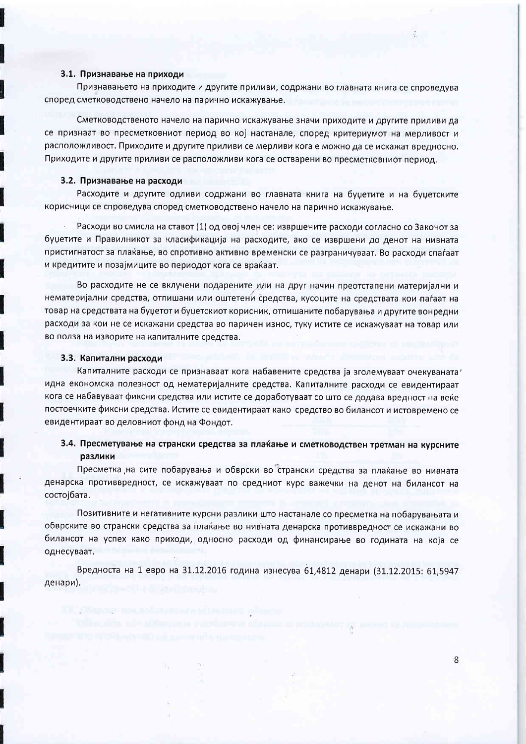### 3.1. Признавање на приходи

Признавањето на приходите и другите приливи, содржани во главната книга се спроведува според сметководствено начело на парично искажување.

Сметководственото начело на парично искажување значи приходите и другите приливи да се признаат во пресметковниот период во кој настанале, според критериумот на мерливост и расположливост. Приходите и другите приливи се мерливи кога е можно да се искажат вредносно. Приходите и другите приливи се расположливи кога се остварени во пресметковниот период.

### 3.2. Признавање на расходи

Расходите и другите одливи содржани во главната книга на буџетите и на буџетските корисници се спроведува според сметководствено начело на парично искажување.

Расходи во смисла на ставот (1) од овој член се: извршените расходи согласно со Законот за буџетите и Правилникот за класификација на расходите, ако се извршени до денот на нивната пристигнатост за плаќање, во спротивно активно временски се разграничуваат. Во расходи спаѓаат и кредитите и позајмиците во периодот кога се враќаат.

Во расходите не се вклучени подарените или на друг начин преотстапени материјални и нематеријални средства, отпишани или оштетени средства, кусоците на средствата кои паѓаат на товар на средствата на буџетот и буџетскиот корисник, отпишаните побарувања и другите вонредни расходи за кои не се искажани средства во паричен износ, туку истите се искажуваат на товар или во полза на изворите на капиталните средства.

### 3.3. Капитални расходи

Капиталните расходи се признаваат кога набавените средства ја зголемуваат очекуваната идна економска полезност од нематеријалните средства. Капиталните расходи се евидентираат кога се набавуваат фиксни средства или истите се доработуваат со што се додава вредност на веќе постоечките фиксни средства. Истите се евидентираат како средство во билансот и истовремено се евидентираат во деловниот фонд на Фондот.

### 3.4. Пресметување на странски средства за плаќање и сметководствен третман на курсните разлики

Пресметка на сите побарувања и обврски во странски средства за плаќање во нивната денарска противвредност, се искажуваат по средниот курс важечки на денот на билансот на состојбата.

Позитивните и негативните курсни разлики што настанале со пресметка на побарувањата и обврските во странски средства за плаќање во нивната денарска противвредност се искажани во билансот на успех како приходи, односно расходи од финансирање во годината на која се однесуваат.

Вредноста на 1 евро на 31.12.2016 година изнесува 61,4812 денари (31.12.2015: 61,5947 денари).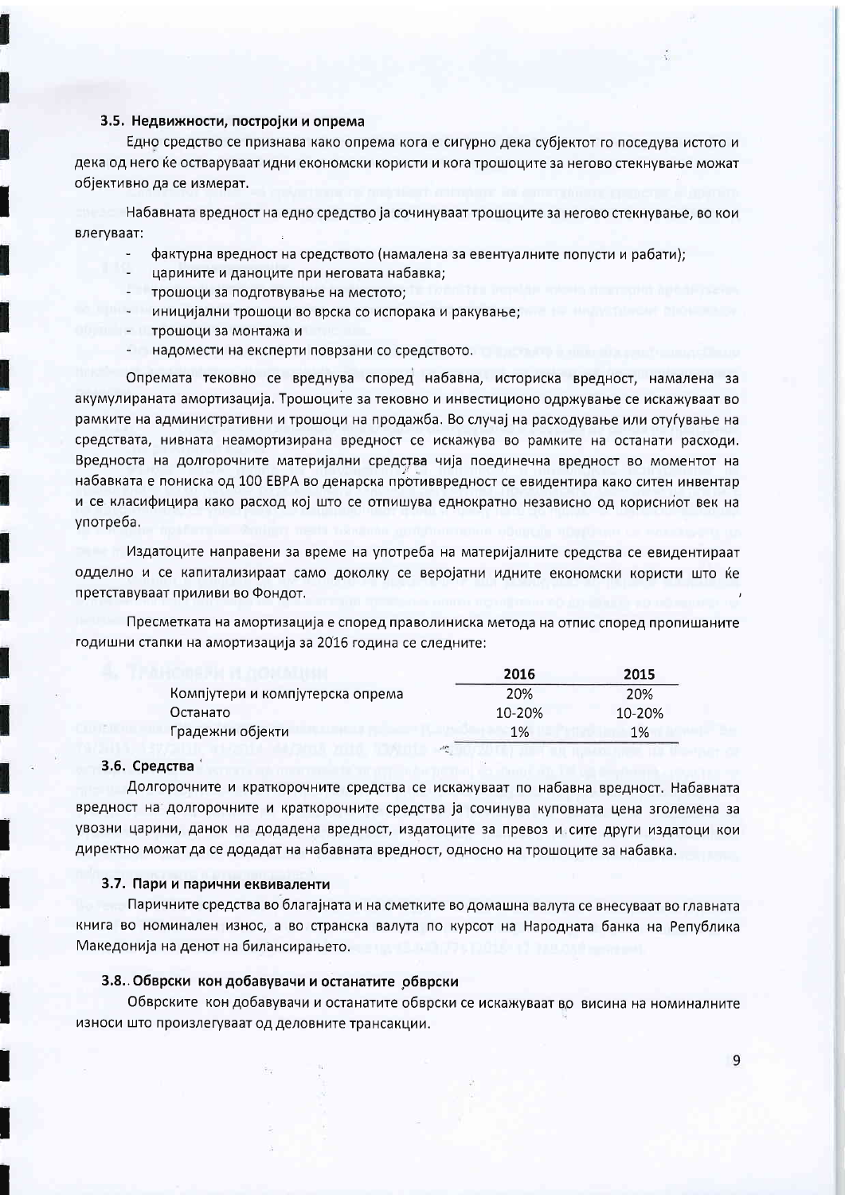### 3.5. Недвижности, постројки и опрема

Едно средство се признава како опрема кога е сигурно дека субјектот го поседува истото и дека од него ќе остваруваат идни економски користи и кога трошоците за негово стекнување можат објективно да се измерат.

Набавната вредност на едно средство ја сочинуваат трошоците за негово стекнување, во кои влегуваат:

- фактурна вредност на средството (намалена за евентуалните попусти и рабати);
- царините и даноците при неговата набавка;
- трошоци за подготвување на местото;
- иницијални трошоци во врска со испорака и ракување;
- трошоци за монтажа и
- надомести на експерти поврзани со средството.

Опремата тековно се вреднува според набавна, историска вредност, намалена за акумулираната амортизација. Трошоците за тековно и инвестиционо одржување се искажуваат во рамките на административни и трошоци на продажба. Во случај на расходување или отуѓување на средствата, нивната неамортизирана вредност се искажува во рамките на останати расходи. Вредноста на долгорочните материјални средства чија поединечна вредност во моментот на набавката е пониска од 100 ЕВРА во денарска противвредност се евидентира како ситен инвентар и се класифицира како расход кој што се отпишува еднократно независно од корисниот век на употреба.

Издатоците направени за време на употреба на материјалните средства се евидентираат одделно и се капитализираат само доколку се веројатни идните економски користи што ќе претставуваат приливи во Фондот.

Пресметката на амортизација е според праволиниска метода на отпис според пропишаните годишни стапки на амортизација за 2016 година се следните:

| | 2016 | 2015 |
|---|---|---|
| Компјутери и компјутерска опрема | 20% | 20% |
| Останато | 10-20% | 10-20% |
| Градежни објекти | 1% | 1% |

### 3.6. Средства

Долгорочните и краткорочните средства се искажуваат по набавна вредност. Набавната вредност на долгорочните и краткорочните средства ја сочинува куповната цена зголемена за увозни царини, данок на додадена вредност, издатоците за превоз и сите други издатоци кои директно можат да се додадат на набавната вредност, односно на трошоците за набавка.

### 3.7. Пари и парични еквиваленти

Паричните средства во благајната и на сметките во домашна валута се внесуваат во главната книга во номинален износ, а во странска валута по курсот на Народната банка на Република Македонија на денот на билансирањето.

### 3.8. Обврски кон добавувачи и останатите обврски

Обврските кон добавувачи и останатите обврски се искажуваат во висина на номиналните износи што произлегуваат од деловните трансакции.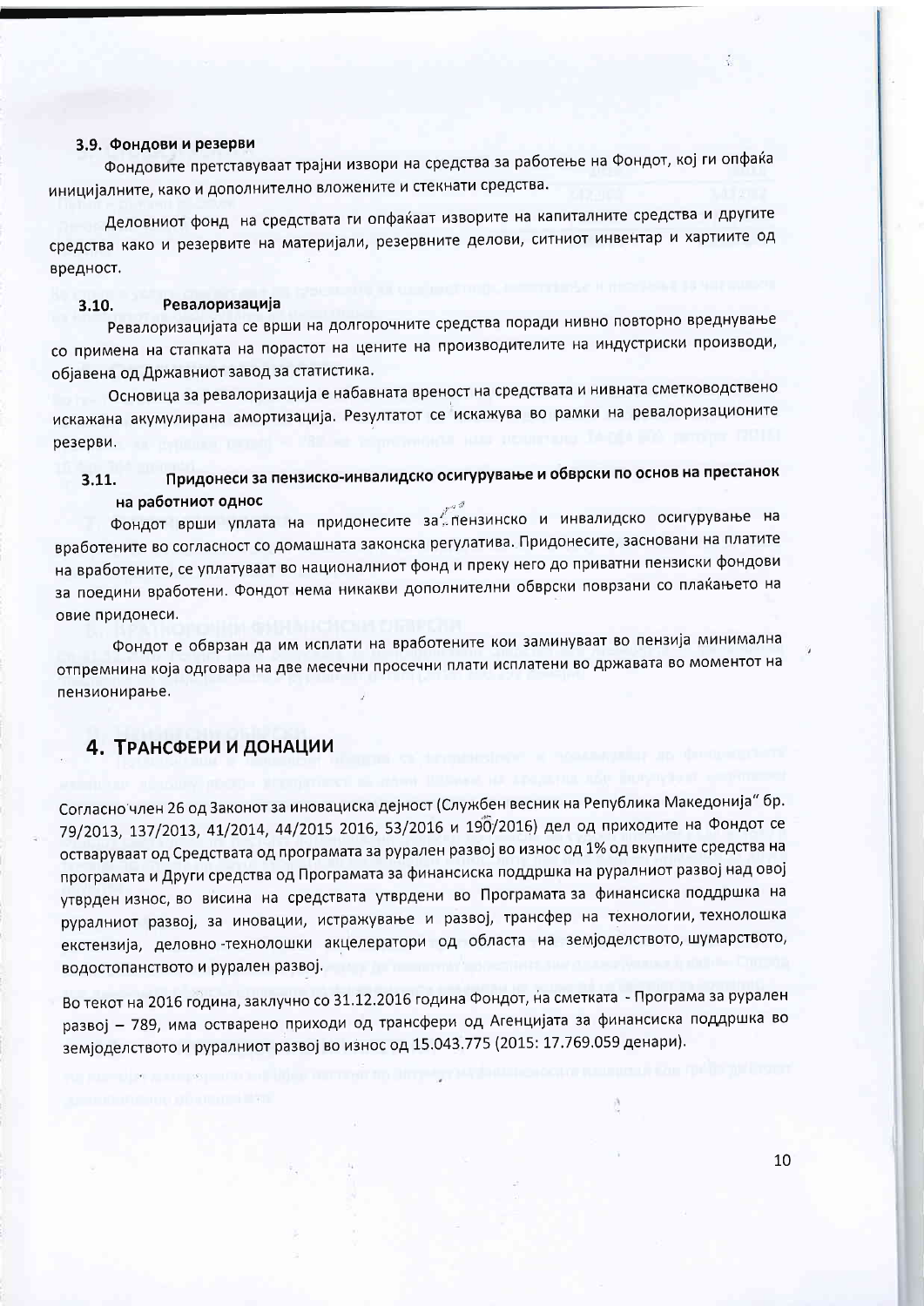### 3.9. Фондови и резерви

Фондовите претставуваат трајни извори на средства за работење на Фондот, кој ги опфаќа иницијалните, како и дополнително вложените и стекнати средства.

Деловниот фонд на средствата ги опфаќаат изворите на капиталните средства и другите средства како и резервите на материјали, резервните делови, ситниот инвентар и хартиите од вредност.

### 3.10. Ревалоризација

Ревалоризацијата се врши на долгорочните средства поради нивно повторно вреднување со примена на стапката на порастот на цените на производителите на индустриски производи, објавена од Државниот завод за статистика.

Основица за ревалоризација е набавната вреност на средствата и нивната сметководствено искажана акумулирана амортизација. Резултатот се искажува во рамки на ревалоризационите резерви.

### 3.11. Придонеси за пензиско-инвалидско осигурување и обврски по основ на престанок на работниот однос

Фондот врши уплата на придонесите за пензинско и инвалидско осигурување на вработените во согласност со домашната законска регулатива. Придонесите, засновани на платите на вработените, се уплатуваат во националниот фонд и преку него до приватни пензиски фондови за поедини вработени. Фондот нема никакви дополнителни обврски поврзани со плаќањето на овие придонеси.

Фондот е обврзан да им исплати на вработените кои заминуваат во пензија минимална отпремнина која одговара на две месечни просечни плати исплатени во државата во моментот на пензионирање.

## 4. Трансфери и донации

Согласно член 26 од Законот за иновациска дејност (Службен весник на Република Македонија" бр. 79/2013, 137/2013, 41/2014, 44/2015 2016, 53/2016 и 190/2016) дел од приходите на Фондот се остваруваат од Средствата од програмата за рурален развој во износ од 1% од вкупните средства на програмата и Други средства од Програмата за финансиска поддршка на руралниот развој над овој утврден износ, во висина на средствата утврдени во Програмата за финансиска поддршка на руралниот развој, за иновации, истражување и развој, трансфер на технологии, технолошка екстензија, деловно-технолошки акцелератори од областа на земјоделството, шумарството, водостопанството и рурален развој.

Во текот на 2016 година, заклучно со 31.12.2016 година Фондот, на сметката - Програма за рурален развој – 789, има остварено приходи од трансфери од Агенцијата за финансиска поддршка во земјоделството и руралниот развој во износ од 15.043.775 (2015: 17.769.059 денари).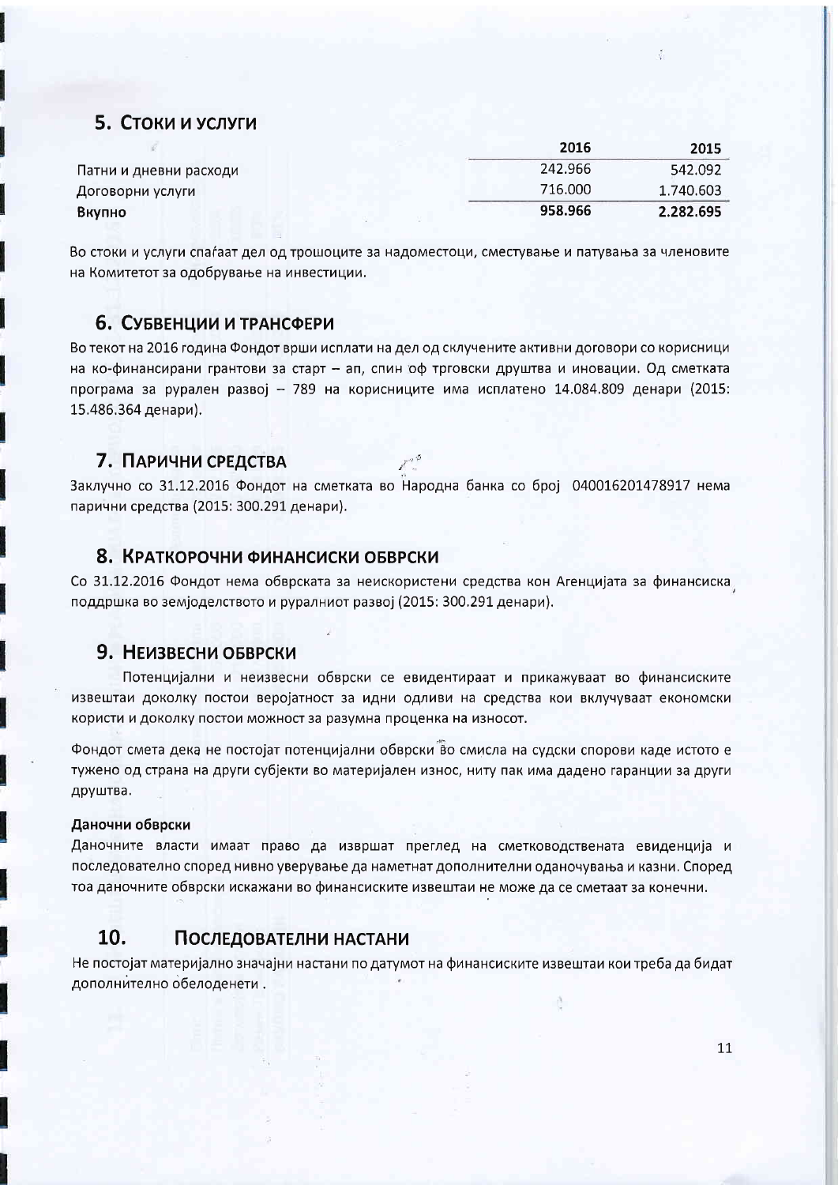## 5. Стоки и услуги

| | 2016 | 2015 |
|---|---|---|
| Патни и дневни расходи | 242.966 | 542.092 |
| Договорни услуги | 716.000 | 1.740.603 |
| **Вкупно** | **958.966** | **2.282.695** |

Во стоки и услуги спаѓаат дел од трошоците за надоместоци, сместување и патувања за членовите на Комитетот за одобрување на инвестиции.

## 6. Субвенции и трансфери

Во текот на 2016 година Фондот врши исплати на дел од склучените активни договори со корисници на ко-финансирани грантови за старт – ап, спин оф трговски друштва и иновации. Од сметката програма за рурален развој – 789 на корисниците има исплатено 14.084.809 денари (2015: 15.486.364 денари).

## 7. Парични средства

Заклучно со 31.12.2016 Фондот на сметката во Народна банка со број 040016201478917 нема парични средства (2015: 300.291 денари).

## 8. Краткорочни финансиски обврски

Со 31.12.2016 Фондот нема обврската за неискористени средства кон Агенцијата за финансиска поддршка во земјоделството и руралниот развој (2015: 300.291 денари).

## 9. Неизвесни обврски

Потенцијални и неизвесни обврски се евидентираат и прикажуваат во финансиските извештаи доколку постои веројатност за идни одливи на средства кои вклучуваат економски користи и доколку постои можност за разумна проценка на износот.

Фондот смета дека не постојат потенцијални обврски во смисла на судски спорови каде истото е тужено од страна на други субјекти во материјален износ, ниту пак има дадено гаранции за други друштва.

#### Даночни обврски

Даночните власти имаат право да извршат преглед на сметководствената евиденција и последователно според нивно уверување да наметнат дополнителни оданочувања и казни. Според тоа даночните обврски искажани во финансиските извештаи не може да се сметаат за конечни.

## 10. Последователни настани

Не постојат материјално значајни настани по датумот на финансиските извештаи кои треба да бидат дополнително обелоденети .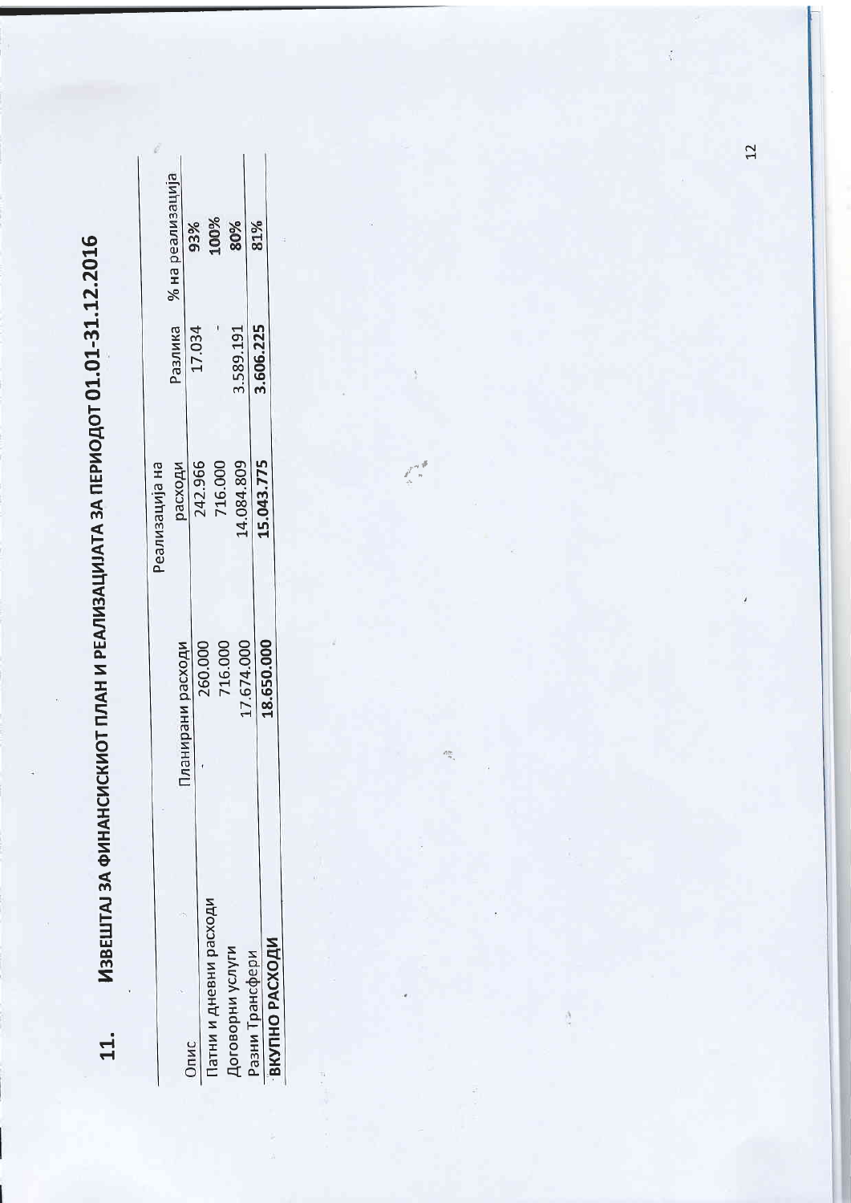## 11. ИЗВЕШТАЈ ЗА ФИНАНСИСКИОТ ПЛАН И РЕАЛИЗАЦИЈАТА ЗА ПЕРИОДОТ 01.01-31.12.2016

| Опис | Планирани расходи | Реализација на расходи | Разлика | % на реализација |
|---|---|---|---|---|
| Патни и дневни расходи | 260.000 | 242.966 | 17.034 | 93% |
| Договорни услуги | 716.000 | 716.000 | - | 100% |
| Разни Трансфери | 17.674.000 | 14.084.809 | 3.589.191 | 80% |
| **ВКУПНО РАСХОДИ** | **18.650.000** | **15.043.775** | **3.606.225** | **81%** |